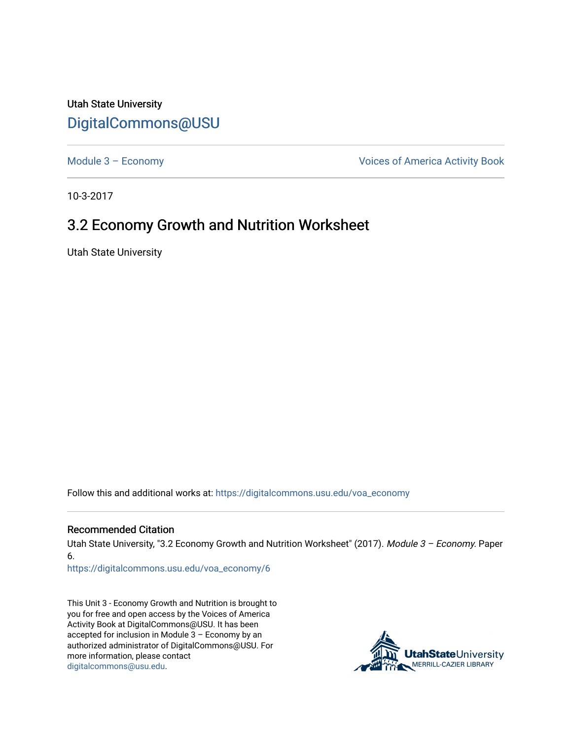Utah State University

DigitalCommons@USU

Module 3 – Economy | Voices of America Activity Book

10-3-2017

# 3.2 Economy Growth and Nutrition Worksheet

Utah State University

Follow this and additional works at: https://digitalcommons.usu.edu/voa_economy

## Recommended Citation

Utah State University, "3.2 Economy Growth and Nutrition Worksheet" (2017). *Module 3 – Economy*. Paper 6.
https://digitalcommons.usu.edu/voa_economy/6

This Unit 3 - Economy Growth and Nutrition is brought to you for free and open access by the Voices of America Activity Book at DigitalCommons@USU. It has been accepted for inclusion in Module 3 – Economy by an authorized administrator of DigitalCommons@USU. For more information, please contact digitalcommons@usu.edu.

UtahStateUniversity MERRILL-CAZIER LIBRARY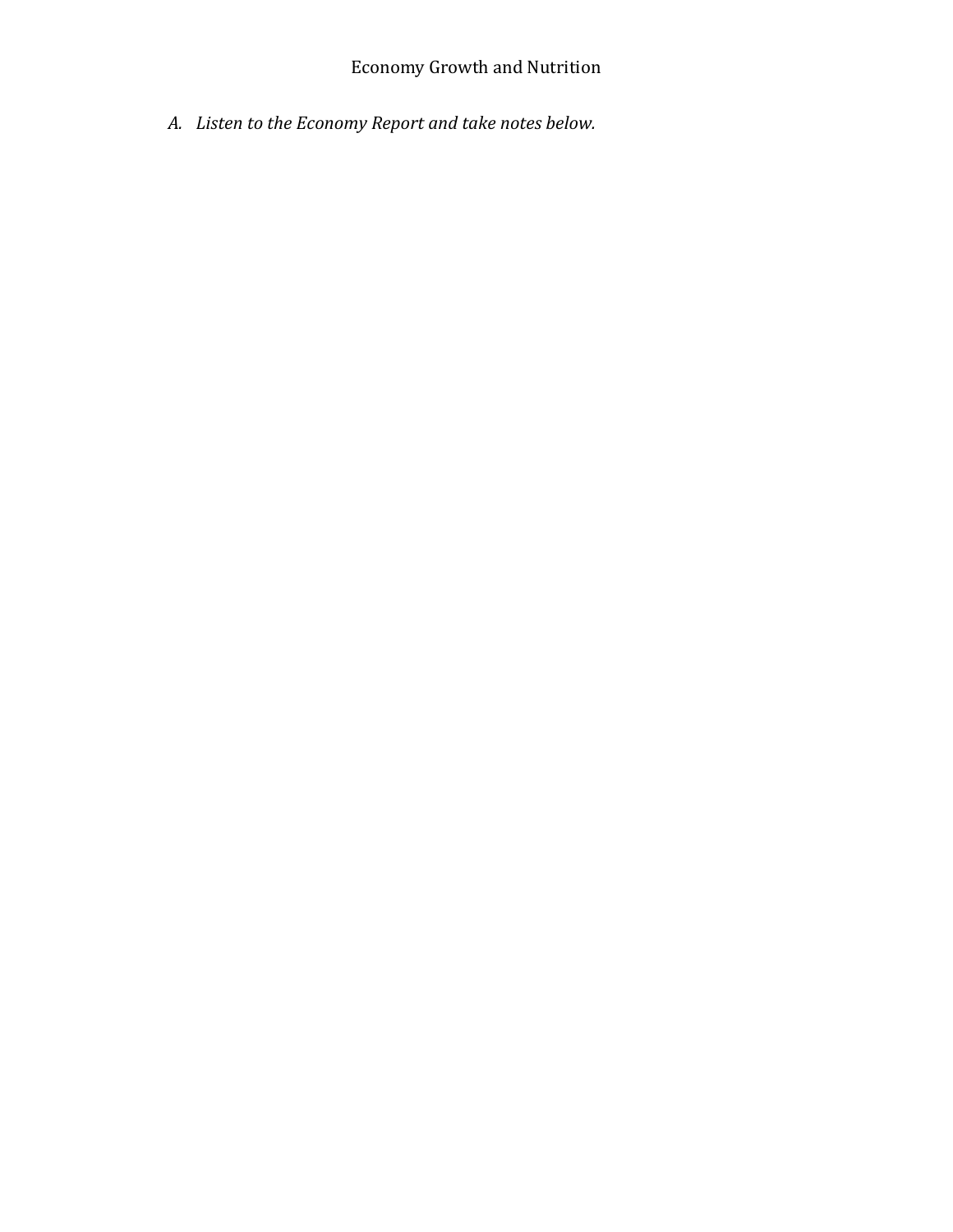# Economy Growth and Nutrition

A. *Listen to the Economy Report and take notes below.*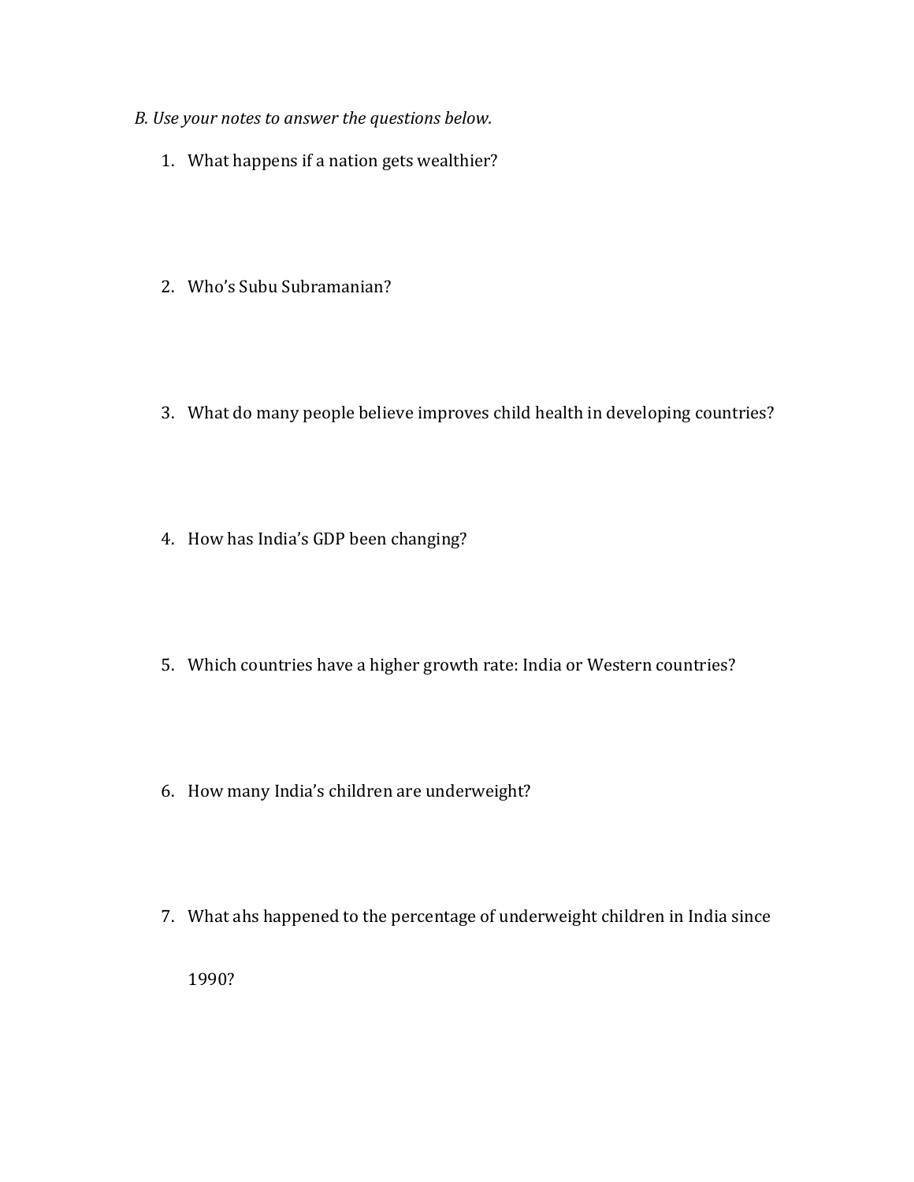*B. Use your notes to answer the questions below.*

1. What happens if a nation gets wealthier?

2. Who's Subu Subramanian?

3. What do many people believe improves child health in developing countries?

4. How has India's GDP been changing?

5. Which countries have a higher growth rate: India or Western countries?

6. How many India's children are underweight?

7. What ahs happened to the percentage of underweight children in India since 1990?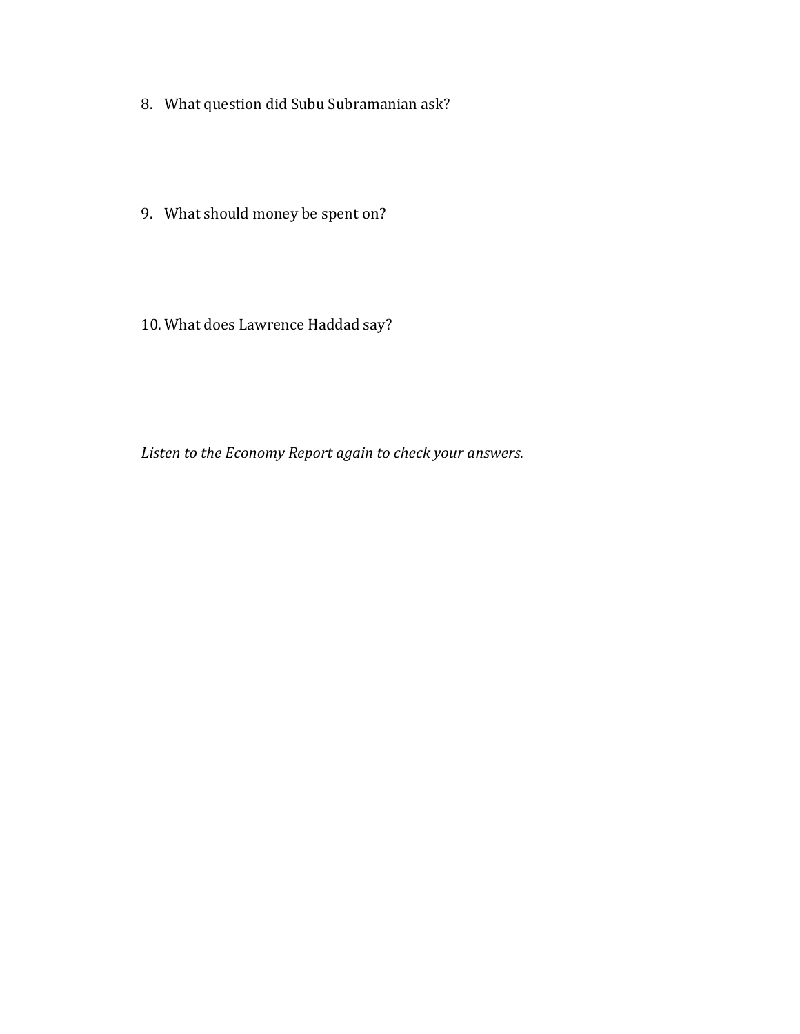8. What question did Subu Subramanian ask?

9. What should money be spent on?

10. What does Lawrence Haddad say?

*Listen to the Economy Report again to check your answers.*